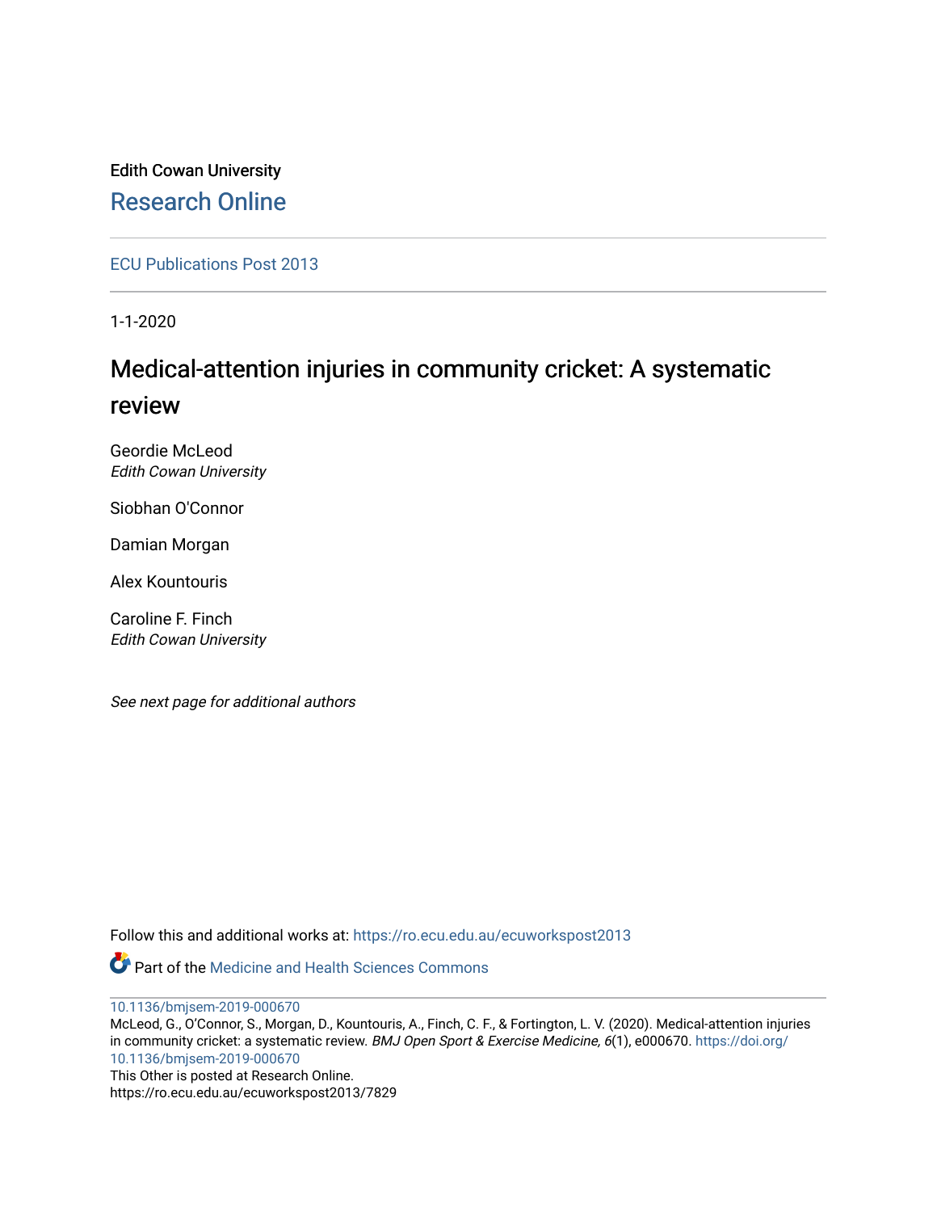Edith Cowan University

## Research Online

ECU Publications Post 2013

1-1-2020

# Medical-attention injuries in community cricket: A systematic review

Geordie McLeod
*Edith Cowan University*

Siobhan O'Connor

Damian Morgan

Alex Kountouris

Caroline F. Finch
*Edith Cowan University*

*See next page for additional authors*

Follow this and additional works at: https://ro.ecu.edu.au/ecuworkspost2013

Part of the Medicine and Health Sciences Commons

10.1136/bmjsem-2019-000670
McLeod, G., O'Connor, S., Morgan, D., Kountouris, A., Finch, C. F., & Fortington, L. V. (2020). Medical-attention injuries in community cricket: a systematic review. *BMJ Open Sport & Exercise Medicine, 6*(1), e000670. https://doi.org/10.1136/bmjsem-2019-000670
This Other is posted at Research Online.
https://ro.ecu.edu.au/ecuworkspost2013/7829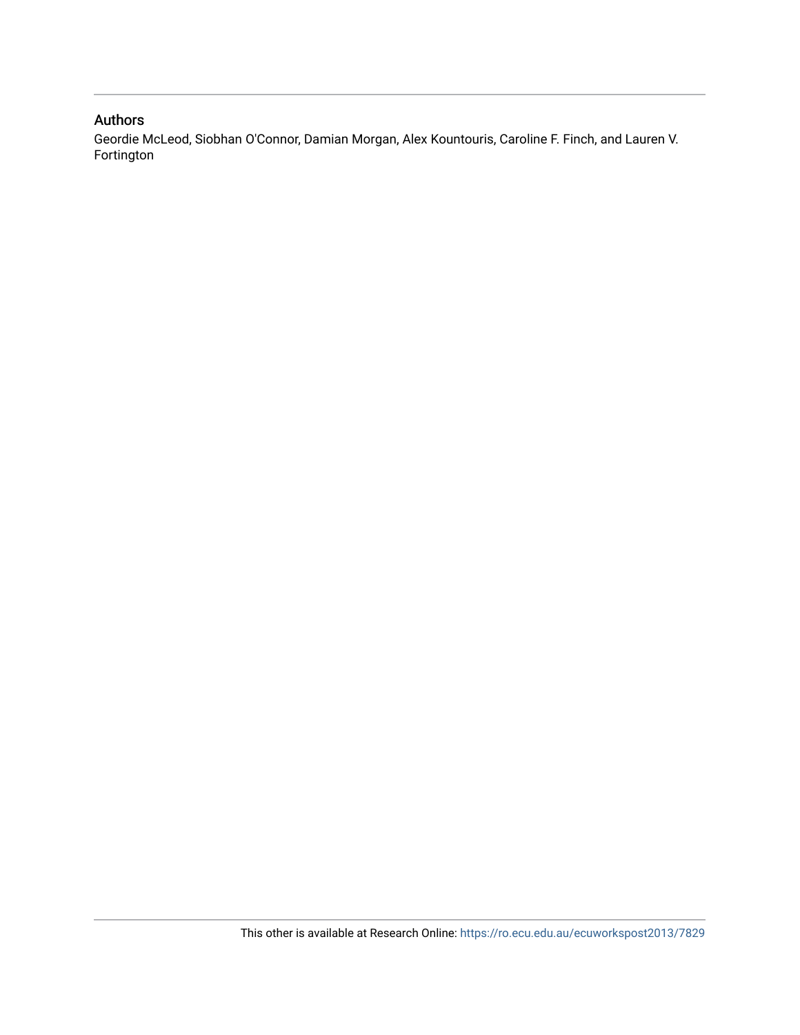## Authors

Geordie McLeod, Siobhan O'Connor, Damian Morgan, Alex Kountouris, Caroline F. Finch, and Lauren V. Fortington

This other is available at Research Online: https://ro.ecu.edu.au/ecuworkspost2013/7829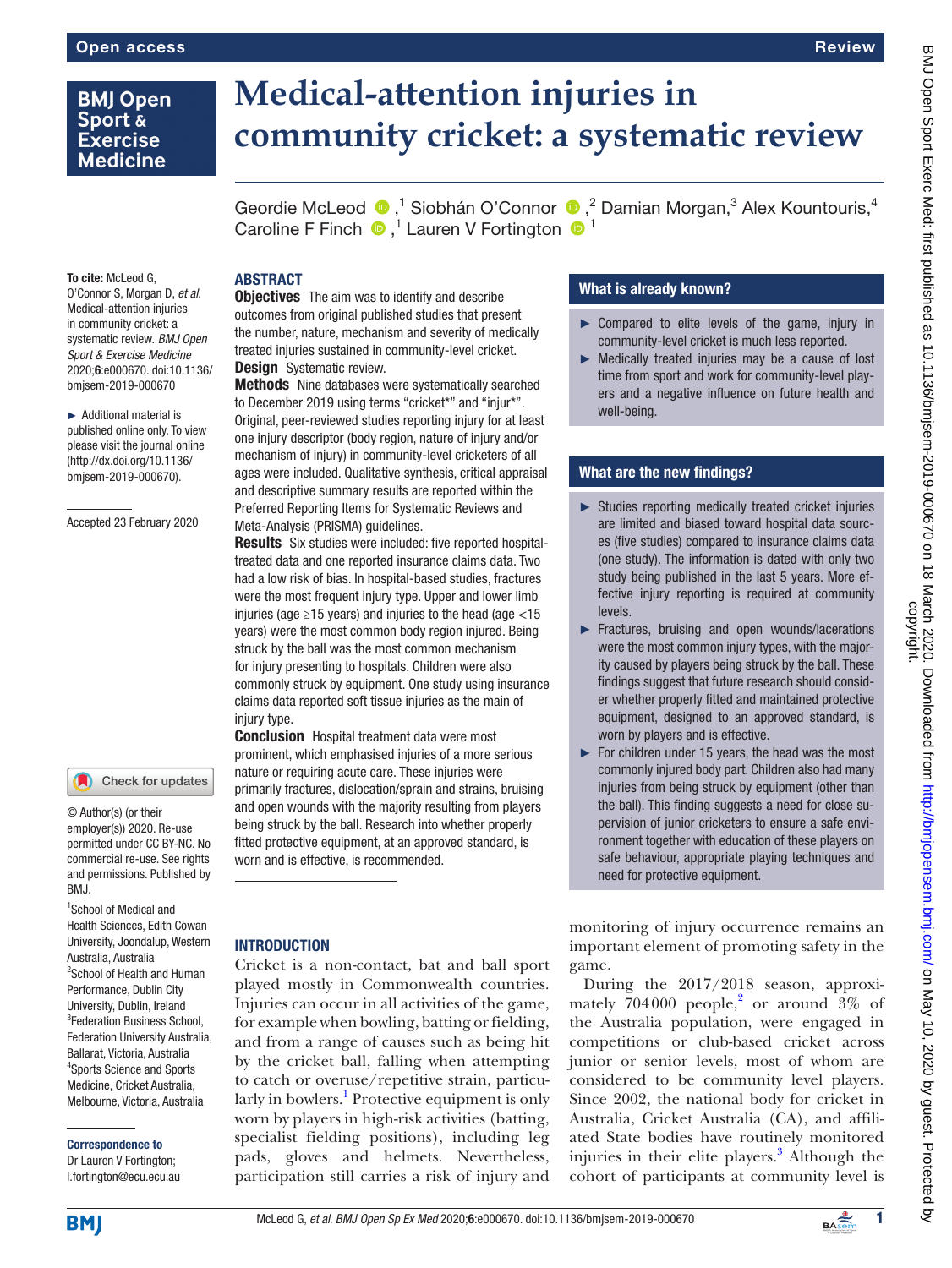# Medical-attention injuries in community cricket: a systematic review

Geordie McLeod ,[1] Siobhán O'Connor ,[2] Damian Morgan,[3] Alex Kountouris,[4] Caroline F Finch ,[1] Lauren V Fortington [1]

**To cite:** McLeod G, O'Connor S, Morgan D, *et al.* Medical-attention injuries in community cricket: a systematic review. *BMJ Open Sport & Exercise Medicine* 2020;**6**:e000670. doi:10.1136/bmjsem-2019-000670

► Additional material is published online only. To view please visit the journal online (http://dx.doi.org/10.1136/bmjsem-2019-000670).

Accepted 23 February 2020

© Author(s) (or their employer(s)) 2020. Re-use permitted under CC BY-NC. No commercial re-use. See rights and permissions. Published by BMJ.

[1]School of Medical and Health Sciences, Edith Cowan University, Joondalup, Western Australia, Australia
[2]School of Health and Human Performance, Dublin City University, Dublin, Ireland
[3]Federation Business School, Federation University Australia, Ballarat, Victoria, Australia
[4]Sports Science and Sports Medicine, Cricket Australia, Melbourne, Victoria, Australia

**Correspondence to**
Dr Lauren V Fortington; l.fortington@ecu.edu.au

## ABSTRACT

**Objectives** The aim was to identify and describe outcomes from original published studies that present the number, nature, mechanism and severity of medically treated injuries sustained in community-level cricket.

**Design** Systematic review.

**Methods** Nine databases were systematically searched to December 2019 using terms "cricket*" and "injur*". Original, peer-reviewed studies reporting injury for at least one injury descriptor (body region, nature of injury and/or mechanism of injury) in community-level cricketers of all ages were included. Qualitative synthesis, critical appraisal and descriptive summary results are reported within the Preferred Reporting Items for Systematic Reviews and Meta-Analysis (PRISMA) guidelines.

**Results** Six studies were included: five reported hospital-treated data and one reported insurance claims data. Two had a low risk of bias. In hospital-based studies, fractures were the most frequent injury type. Upper and lower limb injuries (age ≥15 years) and injuries to the head (age <15 years) were the most common body region injured. Being struck by the ball was the most common mechanism for injury presenting to hospitals. Children were also commonly struck by equipment. One study using insurance claims data reported soft tissue injuries as the main of injury type.

**Conclusion** Hospital treatment data were most prominent, which emphasised injuries of a more serious nature or requiring acute care. These injuries were primarily fractures, dislocation/sprain and strains, bruising and open wounds with the majority resulting from players being struck by the ball. Research into whether properly fitted protective equipment, at an approved standard, is worn and is effective, is recommended.

## What is already known?

- ► Compared to elite levels of the game, injury in community-level cricket is much less reported.
- ► Medically treated injuries may be a cause of lost time from sport and work for community-level players and a negative influence on future health and well-being.

## What are the new findings?

- ► Studies reporting medically treated cricket injuries are limited and biased toward hospital data sources (five studies) compared to insurance claims data (one study). The information is dated with only two study being published in the last 5 years. More effective injury reporting is required at community levels.
- ► Fractures, bruising and open wounds/lacerations were the most common injury types, with the majority caused by players being struck by the ball. These findings suggest that future research should consider whether properly fitted and maintained protective equipment, designed to an approved standard, is worn by players and is effective.
- ► For children under 15 years, the head was the most commonly injured body part. Children also had many injuries from being struck by equipment (other than the ball). This finding suggests a need for close supervision of junior cricketers to ensure a safe environment together with education of these players on safe behaviour, appropriate playing techniques and need for protective equipment.

## INTRODUCTION

Cricket is a non-contact, bat and ball sport played mostly in Commonwealth countries. Injuries can occur in all activities of the game, for example when bowling, batting or fielding, and from a range of causes such as being hit by the cricket ball, falling when attempting to catch or overuse/repetitive strain, particularly in bowlers.[1] Protective equipment is only worn by players in high-risk activities (batting, specialist fielding positions), including leg pads, gloves and helmets. Nevertheless, participation still carries a risk of injury and monitoring of injury occurrence remains an important element of promoting safety in the game.

During the 2017/2018 season, approximately 704 000 people,[2] or around 3% of the Australia population, were engaged in competitions or club-based cricket across junior or senior levels, most of whom are considered to be community level players. Since 2002, the national body for cricket in Australia, Cricket Australia (CA), and affiliated State bodies have routinely monitored injuries in their elite players.[3] Although the cohort of participants at community level is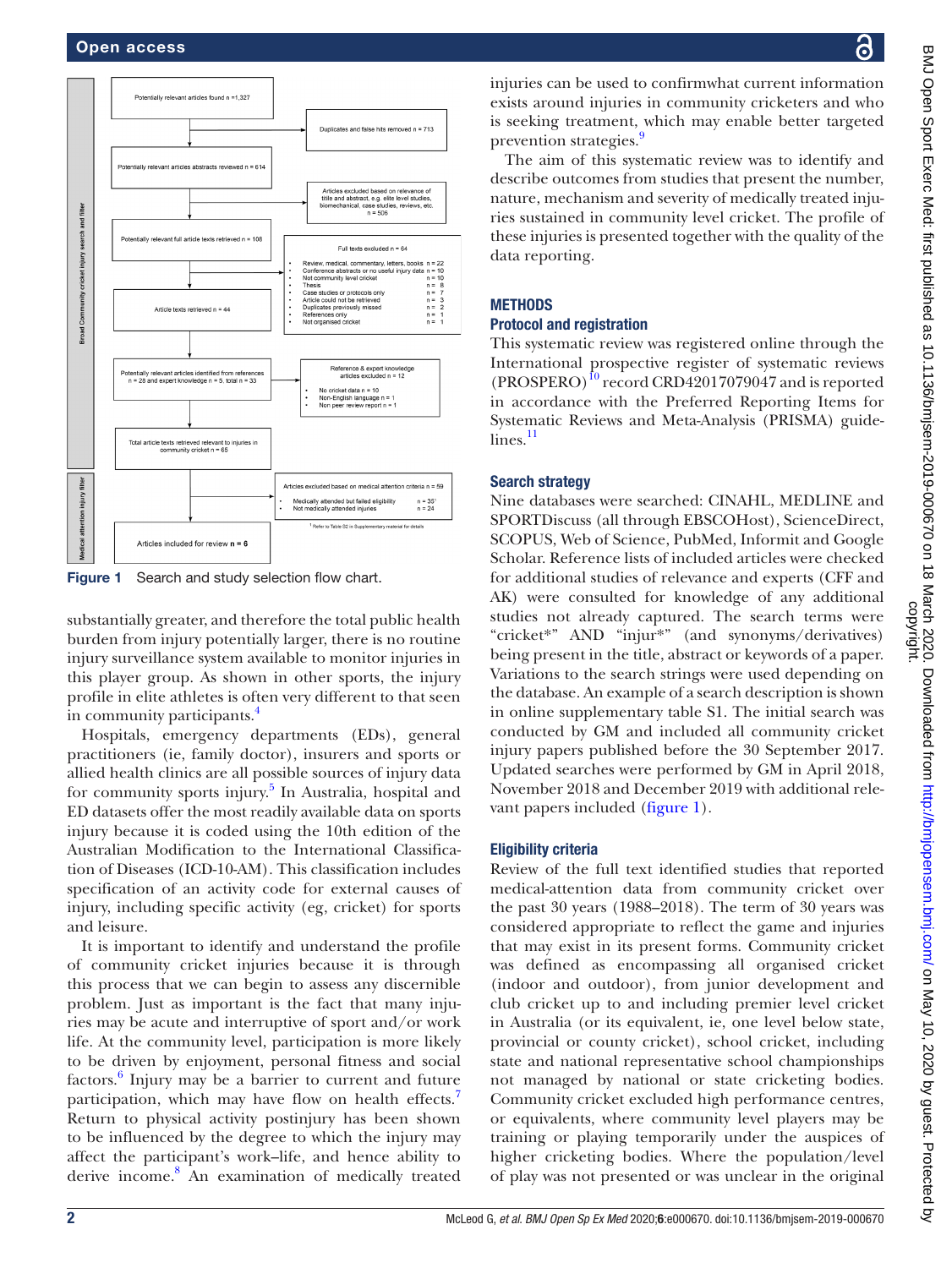Broad Community cricket injury search and filter

Potentially relevant articles found n =1,327

Duplicates and false hits removed n = 713

Potentially relevant articles abstracts reviewed n = 614

Articles excluded based on relevance of title and abstract, e.g. elite level studies, biomechanical, case studies, reviews, etc. n = 506

Potentially relevant full article texts retrieved n = 108

Full texts excluded n = 64

- Review, medical, commentary, letters, books n = 22
- Conference abstracts or no useful injury data n = 10
- Not community level cricket n = 10
- Thesis n = 8
- Case studies or protocols only n = 7
- Article could not be retrieved n = 3
- Duplicates previously missed n = 2
- References only n = 1
- Not organised cricket n = 1

Article texts retrieved n = 44

Potentially relevant articles identified from references n = 28 and expert knowledge n = 5, total n = 33

Reference & expert knowledge articles excluded n = 12

- No cricket data n = 10
- Non-English language n = 1
- Non peer review report n = 1

Total article texts retrieved relevant to injuries in community cricket n = 65

Medical attention injury filter

Articles excluded based on medical attention criteria n = 59

- Medically attended but failed eligibility n = 35[1]
- Not medically attended injuries n = 24

[1] Refer to Table S2 in Supplementary material for details

Articles included for review **n = 6**

**Figure 1** Search and study selection flow chart.

substantially greater, and therefore the total public health burden from injury potentially larger, there is no routine injury surveillance system available to monitor injuries in this player group. As shown in other sports, the injury profile in elite athletes is often very different to that seen in community participants.[4]

Hospitals, emergency departments (EDs), general practitioners (ie, family doctor), insurers and sports or allied health clinics are all possible sources of injury data for community sports injury.[5] In Australia, hospital and ED datasets offer the most readily available data on sports injury because it is coded using the 10th edition of the Australian Modification to the International Classification of Diseases (ICD-10-AM). This classification includes specification of an activity code for external causes of injury, including specific activity (eg, cricket) for sports and leisure.

It is important to identify and understand the profile of community cricket injuries because it is through this process that we can begin to assess any discernible problem. Just as important is the fact that many injuries may be acute and interruptive of sport and/or work life. At the community level, participation is more likely to be driven by enjoyment, personal fitness and social factors.[6] Injury may be a barrier to current and future participation, which may have flow on health effects.[7] Return to physical activity postinjury has been shown to be influenced by the degree to which the injury may affect the participant's work–life, and hence ability to derive income.[8] An examination of medically treated injuries can be used to confirmwhat current information exists around injuries in community cricketers and who is seeking treatment, which may enable better targeted prevention strategies.[9]

The aim of this systematic review was to identify and describe outcomes from studies that present the number, nature, mechanism and severity of medically treated injuries sustained in community level cricket. The profile of these injuries is presented together with the quality of the data reporting.

## METHODS

### Protocol and registration

This systematic review was registered online through the International prospective register of systematic reviews (PROSPERO)[10] record CRD42017079047 and is reported in accordance with the Preferred Reporting Items for Systematic Reviews and Meta-Analysis (PRISMA) guidelines.[11]

### Search strategy

Nine databases were searched: CINAHL, MEDLINE and SPORTDiscuss (all through EBSCOHost), ScienceDirect, SCOPUS, Web of Science, PubMed, Informit and Google Scholar. Reference lists of included articles were checked for additional studies of relevance and experts (CFF and AK) were consulted for knowledge of any additional studies not already captured. The search terms were "cricket*" AND "injur*" (and synonyms/derivatives) being present in the title, abstract or keywords of a paper. Variations to the search strings were used depending on the database. An example of a search description is shown in online supplementary table S1. The initial search was conducted by GM and included all community cricket injury papers published before the 30 September 2017. Updated searches were performed by GM in April 2018, November 2018 and December 2019 with additional relevant papers included (figure 1).

### Eligibility criteria

Review of the full text identified studies that reported medical-attention data from community cricket over the past 30 years (1988–2018). The term of 30 years was considered appropriate to reflect the game and injuries that may exist in its present forms. Community cricket was defined as encompassing all organised cricket (indoor and outdoor), from junior development and club cricket up to and including premier level cricket in Australia (or its equivalent, ie, one level below state, provincial or county cricket), school cricket, including state and national representative school championships not managed by national or state cricketing bodies. Community cricket excluded high performance centres, or equivalents, where community level players may be training or playing temporarily under the auspices of higher cricketing bodies. Where the population/level of play was not presented or was unclear in the original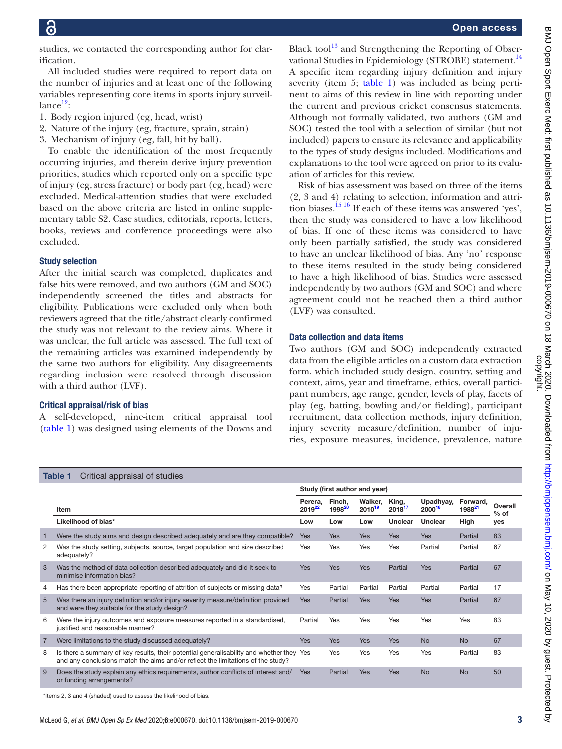studies, we contacted the corresponding author for clarification.

All included studies were required to report data on the number of injuries and at least one of the following variables representing core items in sports injury surveillance[12]:

1. Body region injured (eg, head, wrist)
2. Nature of the injury (eg, fracture, sprain, strain)
3. Mechanism of injury (eg, fall, hit by ball).

To enable the identification of the most frequently occurring injuries, and therein derive injury prevention priorities, studies which reported only on a specific type of injury (eg, stress fracture) or body part (eg, head) were excluded. Medical-attention studies that were excluded based on the above criteria are listed in online supplementary table S2. Case studies, editorials, reports, letters, books, reviews and conference proceedings were also excluded.

### Study selection

After the initial search was completed, duplicates and false hits were removed, and two authors (GM and SOC) independently screened the titles and abstracts for eligibility. Publications were excluded only when both reviewers agreed that the title/abstract clearly confirmed the study was not relevant to the review aims. Where it was unclear, the full article was assessed. The full text of the remaining articles was examined independently by the same two authors for eligibility. Any disagreements regarding inclusion were resolved through discussion with a third author (LVF).

### Critical appraisal/risk of bias

A self-developed, nine-item critical appraisal tool (table 1) was designed using elements of the Downs and Black tool[13] and Strengthening the Reporting of Observational Studies in Epidemiology (STROBE) statement.[14] A specific item regarding injury definition and injury severity (item 5; table 1) was included as being pertinent to aims of this review in line with reporting under the current and previous cricket consensus statements. Although not formally validated, two authors (GM and SOC) tested the tool with a selection of similar (but not included) papers to ensure its relevance and applicability to the types of study designs included. Modifications and explanations to the tool were agreed on prior to its evaluation of articles for this review.

Risk of bias assessment was based on three of the items (2, 3 and 4) relating to selection, information and attrition biases.[15,16] If each of these items was answered 'yes', then the study was considered to have a low likelihood of bias. If one of these items was considered to have only been partially satisfied, the study was considered to have an unclear likelihood of bias. Any 'no' response to these items resulted in the study being considered to have a high likelihood of bias. Studies were assessed independently by two authors (GM and SOC) and where agreement could not be reached then a third author (LVF) was consulted.

### Data collection and data items

Two authors (GM and SOC) independently extracted data from the eligible articles on a custom data extraction form, which included study design, country, setting and context, aims, year and timeframe, ethics, overall participant numbers, age range, gender, levels of play, facets of play (eg, batting, bowling and/or fielding), participant recruitment, data collection methods, injury definition, injury severity measure/definition, number of injuries, exposure measures, incidence, prevalence, nature

**Table 1** Critical appraisal of studies

| | | Study (first author and year) | | | | | | |
|---|---|---|---|---|---|---|---|---|
| | Item | Perera, 2019[22] | Finch, 1998[20] | Walker, 2010[19] | King, 2018[17] | Upadhyay, 2000[18] | Forward, 1988[21] | Overall % of yes |
| | Likelihood of bias* | Low | Low | Low | Unclear | Unclear | High | |
| 1 | Were the study aims and design described adequately and are they compatible? | Yes | Yes | Yes | Yes | Yes | Partial | 83 |
| 2 | Was the study setting, subjects, source, target population and size described adequately? | Yes | Yes | Yes | Yes | Partial | Partial | 67 |
| 3 | Was the method of data collection described adequately and did it seek to minimise information bias? | Yes | Yes | Yes | Partial | Yes | Partial | 67 |
| 4 | Has there been appropriate reporting of attrition of subjects or missing data? | Yes | Partial | Partial | Partial | Partial | Partial | 17 |
| 5 | Was there an injury definition and/or injury severity measure/definition provided and were they suitable for the study design? | Yes | Partial | Yes | Yes | Yes | Partial | 67 |
| 6 | Were the injury outcomes and exposure measures reported in a standardised, justified and reasonable manner? | Partial | Yes | Yes | Yes | Yes | Yes | 83 |
| 7 | Were limitations to the study discussed adequately? | Yes | Yes | Yes | Yes | No | No | 67 |
| 8 | Is there a summary of key results, their potential generalisability and whether they and any conclusions match the aims and/or reflect the limitations of the study? | Yes | Yes | Yes | Yes | Yes | Partial | 83 |
| 9 | Does the study explain any ethics requirements, author conflicts of interest and/or funding arrangements? | Yes | Partial | Yes | Yes | No | No | 50 |

*Items 2, 3 and 4 (shaded) used to assess the likelihood of bias.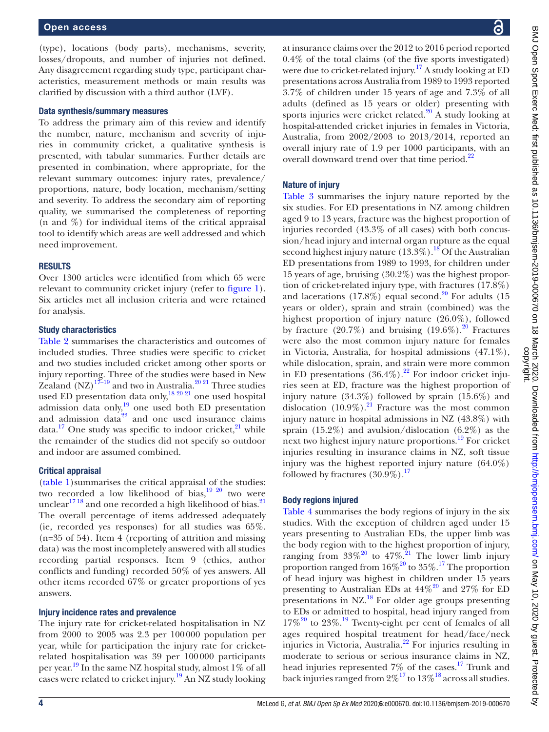(type), locations (body parts), mechanisms, severity, losses/dropouts, and number of injuries not defined. Any disagreement regarding study type, participant characteristics, measurement methods or main results was clarified by discussion with a third author (LVF).

### Data synthesis/summary measures

To address the primary aim of this review and identify the number, nature, mechanism and severity of injuries in community cricket, a qualitative synthesis is presented, with tabular summaries. Further details are presented in combination, where appropriate, for the relevant summary outcomes: injury rates, prevalence/proportions, nature, body location, mechanism/setting and severity. To address the secondary aim of reporting quality, we summarised the completeness of reporting (n and %) for individual items of the critical appraisal tool to identify which areas are well addressed and which need improvement.

## RESULTS

Over 1300 articles were identified from which 65 were relevant to community cricket injury (refer to figure 1). Six articles met all inclusion criteria and were retained for analysis.

### Study characteristics

Table 2 summarises the characteristics and outcomes of included studies. Three studies were specific to cricket and two studies included cricket among other sports or injury reporting. Three of the studies were based in New Zealand (NZ)[17–19] and two in Australia.[20 21] Three studies used ED presentation data only,[18 20 21] one used hospital admission data only,[19] one used both ED presentation and admission data[22] and one used insurance claims data.[17] One study was specific to indoor cricket,[21] while the remainder of the studies did not specify so outdoor and indoor are assumed combined.

### Critical appraisal

(table 1)summarises the critical appraisal of the studies: two recorded a low likelihood of bias,[19 20] two were unclear[17 18] and one recorded a high likelihood of bias.[21] The overall percentage of items addressed adequately (ie, recorded yes responses) for all studies was 65%. (n=35 of 54). Item 4 (reporting of attrition and missing data) was the most incompletely answered with all studies recording partial responses. Item 9 (ethics, author conflicts and funding) recorded 50% of yes answers. All other items recorded 67% or greater proportions of yes answers.

### Injury incidence rates and prevalence

The injury rate for cricket-related hospitalisation in NZ from 2000 to 2005 was 2.3 per 100 000 population per year, while for participation the injury rate for cricket-related hospitalisation was 39 per 100 000 participants per year.[19] In the same NZ hospital study, almost 1% of all cases were related to cricket injury.[19] An NZ study looking at insurance claims over the 2012 to 2016 period reported 0.4% of the total claims (of the five sports investigated) were due to cricket-related injury.[17] A study looking at ED presentations across Australia from 1989 to 1993 reported 3.7% of children under 15 years of age and 7.3% of all adults (defined as 15 years or older) presenting with sports injuries were cricket related.[20] A study looking at hospital-attended cricket injuries in females in Victoria, Australia, from 2002/2003 to 2013/2014, reported an overall injury rate of 1.9 per 1000 participants, with an overall downward trend over that time period.[22]

### Nature of injury

Table 3 summarises the injury nature reported by the six studies. For ED presentations in NZ among children aged 9 to 13 years, fracture was the highest proportion of injuries recorded (43.3% of all cases) with both concussion/head injury and internal organ rupture as the equal second highest injury nature (13.3%).[18] Of the Australian ED presentations from 1989 to 1993, for children under 15 years of age, bruising (30.2%) was the highest proportion of cricket-related injury type, with fractures (17.8%) and lacerations (17.8%) equal second.[20] For adults (15 years or older), sprain and strain (combined) was the highest proportion of injury nature (26.0%), followed by fracture (20.7%) and bruising (19.6%).[20] Fractures were also the most common injury nature for females in Victoria, Australia, for hospital admissions (47.1%), while dislocation, sprain, and strain were more common in ED presentations (36.4%).[22] For indoor cricket injuries seen at ED, fracture was the highest proportion of injury nature (34.3%) followed by sprain (15.6%) and dislocation (10.9%).[21] Fracture was the most common injury nature in hospital admissions in NZ (43.8%) with sprain (15.2%) and avulsion/dislocation (6.2%) as the next two highest injury nature proportions.[19] For cricket injuries resulting in insurance claims in NZ, soft tissue injury was the highest reported injury nature (64.0%) followed by fractures (30.9%).[17]

### Body regions injured

Table 4 summarises the body regions of injury in the six studies. With the exception of children aged under 15 years presenting to Australian EDs, the upper limb was the body region with to the highest proportion of injury, ranging from 33%[20] to 47%.[21] The lower limb injury proportion ranged from 16%[20] to 35%.[17] The proportion of head injury was highest in children under 15 years presenting to Australian EDs at 44%[20] and 27% for ED presentations in NZ.[18] For older age groups presenting to EDs or admitted to hospital, head injury ranged from 17%[20] to 23%.[19] Twenty-eight per cent of females of all ages required hospital treatment for head/face/neck injuries in Victoria, Australia.[22] For injuries resulting in moderate to serious or serious insurance claims in NZ, head injuries represented 7% of the cases.[17] Trunk and back injuries ranged from 2%[17] to 13%[18] across all studies.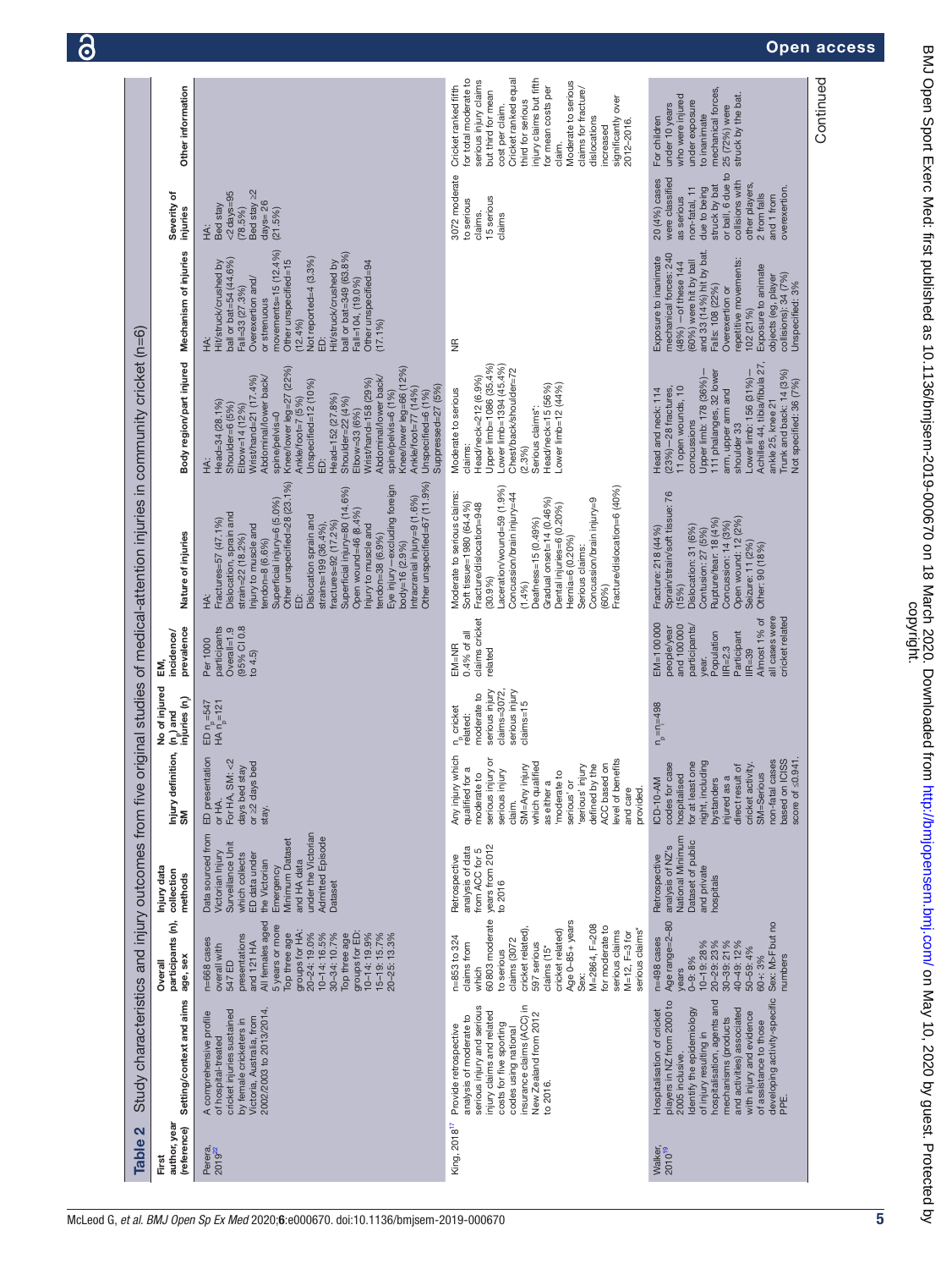**Table 2** Study characteristics and injury outcomes from five original studies of medical-attention injuries in community cricket (n=6)

| First author, year (reference) | Setting/context and aims | Overall participants (n), age, sex | Injury data collection methods | Injury definition, SM | No of injured ($n_p$) and injuries (n) | EM, incidence/prevalence | Nature of injuries | Body region/part injured | Mechanism of injuries | Severity of injuries | Other information |
|---|---|---|---|---|---|---|---|---|---|---|---|
| Perera, 2019[22] | A comprehensive profile of hospital-treated cricket injuries sustained by female cricketers in Victoria, Australia, from 2002/2003 to 2013/2014. | n=668 cases overall with 547 ED presentations and 121 HA All females aged 5 years or more Top three age groups for HA: 20–24: 19.0% 10–14: 16.5% 30–34: 10.7% Top three age groups for ED: 10–14: 19.9% 15–19: 15.7% 20–25: 13.3% | Data sourced from Victorian Injury Surveillance Unit which collects ED data under the Victorian Emergency Minimum Dataset and HA data under the Victorian Admitted Episode Dataset | ED presentation or HA. For HA, SM: <2 days bed stay or ≥2 days bed stay. | ED $n_p$=547 HA $n_p$=121 | Per 1000 participants Overall=1.9 (95% CI 0.8 to 4.5) | HA: Fractures=57 (47.1%) Dislocation, sprain and strain=22 (18.2%) Injury to muscle and tendon=8 (6.6%) Superficial injury=6 (5.0%) Other unspecified=28 (23.1%) ED: Dislocation sprain and strains=199 (36.4%), fractures=92 (17.2%) Superficial injury=80 (14.6%) Open wound=46 (8.4%) Injury to muscle and tendon=38 (6.9%) Eye injury—excluding foreign body=16 (2.9%) Intracranial injury=9 (1.6%) Other unspecified=67 (11.9%) | HA: Head=34 (28.1%) Shoulder=6 (5%) Elbow=14 (12%) Wrist/hand=21 (17.4%) Abdominal/lower back/spine/pelvis=0 Knee/lower leg=27 (22%) Ankle/foot=7 (5%) Unspecified=12 (10%) ED: Head=152 (27.8%) Shoulder=22 (4%) Elbow=33 (6%) Wrist/hand=158 (29%) Abdominal/lower back/spine/pelvis=6 (1%) Knee/lower leg=66 (12%) Ankle/foot=77 (14%) Unspecified=6 (1%) Suppressed=27 (5%) | HA: Hit/struck/crushed by ball or bat=54 (44.6%) Fall=33 (27.3%) Overexertion and/or strenuous movements=15 (12.4%) Other unspecified=15 (12.4%) Not reported=4 (3.3%) ED: Hit/struck/crushed by ball or bat=349 (63.8%) Fall=104, (19.0%) Other unspecified=94 (17.1%) | HA: Bed stay <2 days=95 (78.5%) Bed stay ≥2 days= 26 (21.5%) | |
| King, 2018[17] | Provide retrospective analysis of moderate to serious injury and serious injury claims and related costs for five sporting codes using national insurance claims (ACC) in New Zealand from 2012 to 2016. | n=853 to 324 claims from which 60 803 moderate to serious claims (3072 cricket related), 597 serious claims (15* cricket related) Age 0–85+ years Sex: M=2864, F=208 for moderate to serious claims M=12, F=3 for serious claims* | Retrospective analysis of data from ACC for 5 years from 2012 to 2016 | Any injury which qualified for a moderate to serious injury or serious injury claim. SM=Any injury which qualified as either a 'moderate to serious' or 'serious' injury defined by the ACC based on level of benefits and care provided. | $n_p$ cricket related: moderate to serious injury claims=3072, serious injury claims=15 | EM=NR 0.4% of all claims cricket related | Moderate to serious claims: Soft tissue=1980 (64.4%) Fracture/dislocation=948 (30.9%) Laceration/wound=59 (1.9%) Concussion/brain injury=44 (1.4%) Deafness=15 (0.49%) Gradual onset=14 (0.46%) Dental injuries=6 (0.20%) Hernia=6 (0.20%) Serious claims: Concussion/brain injury=9 (60%) Fracture/dislocation=6 (40%) | Moderate to serious claims: Head/neck=212 (6.9%) Upper limb=1086 (35.4%) Lower limb=1394 (45.4%) Chest/back/shoulder=72 (2.3%) Serious claims*: Head/neck=15 (56%) Lower limb=12 (44%) | NR | 3072 moderate to serious claims. 15 serious claims | Cricket ranked fifth for total moderate to serious injury claims but third for mean cost per claim. Cricket ranked equal third for serious injury claims but fifth for mean costs per claim. Moderate to serious claims for fracture/dislocations increased significantly over 2012–2016. |
| Walker, 2010[19] | Hospitalisation of cricket players in NZ from 2000 to 2005 inclusive. Identify the epidemiology of injury resulting in hospitalisation, agents and mechanisms (products and activities) associated with injury and evidence of assistance to those developing activity-specific PPE. | n=498 cases Age range=2–80 years 0–9: 8% 10–19: 28% 20–29: 23% 30–39: 21% 40–49: 12% 50–59: 4% 60+: 3% Sex: M>F but no numbers | Retrospective analysis of NZ's National Minimum Dataset of public and private hospitals | ICD-10-AM codes for case hospitalised for at least one night, including bystanders injured as a direct result of cricket activity. SM=Serious non-fatal cases based on ICISS score of ≤0.941. | $n_p$=n=498 | EM=100 000 people/year and 100 000 participants/year. Population IR=2.3 Participant IR=39 Almost 1% of all cases were cricket related | Fracture: 218 (44%) Sprain/strain/soft tissue: 76 (15%) Dislocation: 31 (6%) Contusion: 27 (5%) Rupture/tear: 18 (4%) Concussion: 14 (3%) Open wound: 12 (2%) Seizure: 11 (2%) Other: 90 (18%) | Head and neck: 114 (23%)—28 fractures, 11 open wounds, 10 concussions Upper limb: 178 (36%)—111 phalanges, 32 lower arm, upper arm and shoulder 33 Lower limb: 156 (31%)—Achilles 44, tiba/fibula 27, ankle 25, knee 21 Trunk and back: 14 (3%) Not specified: 36 (7%) | Exposure to inanimate mechanical forces: 240 (48%) —of these 144 (60%) were hit by ball and 33 (14%) hit by bat. Falls: 108 (22%) Overexertion or repetitive movements: 102 (21%) Exposure to animate objects (eg, player collisions): 34 (7%) Unspecified: 3% | 20 (4%) cases were classified as serious non-fatal, 11 due to being struck by bat or ball, 6 due to collisions with other players, 2 from falls and 1 from overexertion. | For children under 10 years who were injured under exposure to inanimate mechanical forces, 25 (72%) were struck by the bat. |

Continued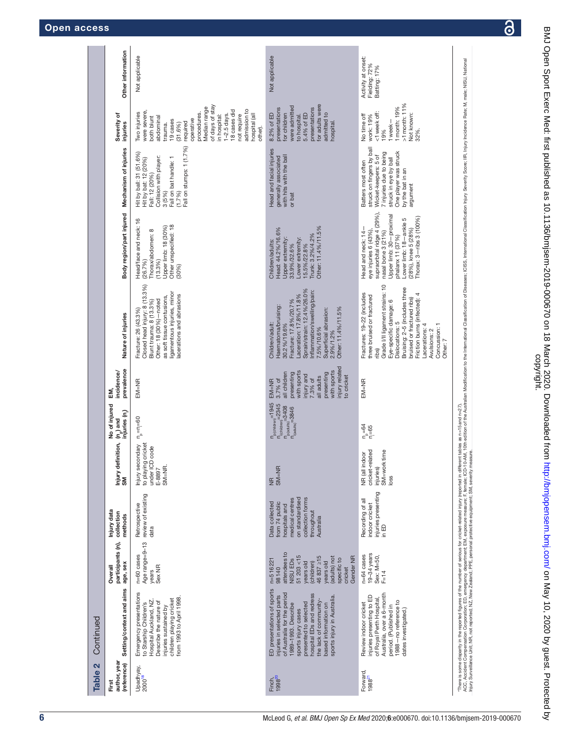**Table 2** Continued

| First author, year (reference) | Setting/context and aims | Overall participants (n), age, sex | Injury data collection methods | Injury definition, SM | No of injured (n) and injuries (n) | EM, incidence/prevalence | Nature of injuries | Body region/part injured | Mechanism of injuries | Severity of injuries | Other information |
|---|---|---|---|---|---|---|---|---|---|---|---|
| Upadhyay, 2000[18] | Emergency presentations to Starship Children's Hospital Auckland, NZ. Describe the nature of injuries sustained by children playing cricket from 1993 to April 1998. | n=60 cases<br>Age range=9–13 years<br>Sex NR | Retrospective review of existing data | Injury secondary to playing cricket under ICD code E-8897<br>SM=NR. | $n_p=n_i=60$ | EM=NR | Fracture: 26 (43.3%)<br>Closed head injury: 8 (13.3%)<br>Blunt trauma: 8 (13.3%)<br>Other: 18 (30%)—noted as soft tissue contusions, ligamentous injuries, minor lacerations and abrasions | Head/face and neck: 16 (26.7%)<br>Thorax/abdomen: 8 (13.3%)<br>Upper limb: 18 (30%)<br>Other unspecified: 18 (30%) | Hit by ball: 31 (51.6%)<br>Hit by bat: 12 (20%)<br>Fall: 12 (20%)<br>Collision with player: 3 (5%)<br>Fall on bat handle: 1 (1.7%)<br>Fall on stumps: 1 (1.7%) | Two injuries were severe, both blunt abdominal trauma.<br>19 cases (31.6%) required operative procedures.<br>Median range of days of stay in hospital: 1–2.5 days.<br>18 cases did not require admission to hospital (all other). | Not applicable |
| Finch, 1998[20] | ED presentations of sports injuries in selected parts of Australia for the period 1989–1993. Describe sports injury cases presented to selected hospital EDs and redress the lack of community-based information on sports injury in Australia. | n=516 221<br>98 140 attendees to NISU EDs<br>51 203 <15 years old (children)<br>46 837 ≥15 years old (adults) not specific to cricket<br>Gender NR | Data collected from 74 public hospitals and medical centres on standardised collection forms throughout Australia | NR<br>SM=NR | $n_{p(children)}=1945$<br>$n_{i(children)}=2245$<br>$n_{p(adults)}=3408$<br>$n_{i(adults)}=3846$ | EM=NR<br>3.7% of all children presenting with sports injury and 7.3% of all adults presenting with sports injury related to cricket | Children/adult:<br>Haematoma/bruising: 30.2%/19.6%<br>Fracture: 17.8%/20.7%<br>Laceration: 17.8%/11.8%<br>Sprain/strain: 12.4%/26.0%<br>Inflammation/swelling/pain: 7.5%/10.6%<br>Superficial abrasion: 2.9%/1.2%<br>Other: 11.4%/11.5% | Children/adults:<br>Head: 44.2%/16.6%<br>Upper extremity: 33.9%/32.6%<br>Lower extremity: 15.5%/22.8%<br>Trunk: 3.2%/4.2%<br>Other: 11.4%/11.5% | Head and facial injuries generally associated with hits with the ball or bat | 8.2% of ED presentations for children were admitted to hospital.<br>5.4% of ED presentations for adults were admitted to hospital. | Not applicable |
| Forward, 1988[21] | Review indoor cricket injuries presenting to ED of Royal Perth Hospital, Australia, over a 6-month period. (Published in 1988—no reference to dates investigated.) | n=64 cases<br>19–34 years<br>Sex: M=50, F=14 | Recording of all indoor cricket injuries presenting in ED | NR (all indoor cricket-related injuries)<br>SM=work time loss | $n_p=64$<br>$n_i=65$ | EM=NR | Fractures: 19–22 (includes three bruised or fractured ribs)<br>Grade I/II ligament strains: 10<br>Eye-specific damage: 6<br>Dislocations: 5<br>Bruising: 2–5 (includes three bruised or fractured ribs)<br>Friction burns (infected): 4<br>Lacerations: 4<br>Avulsions: 2<br>Concussion: 1<br>Other: 7 | Head and neck: 14—eye injuries 6 (43%), supraorbital ridge 4 (29%), nasal bone 3 (21%)<br>Upper limb: 30—proximal phalanx 11 (37%)<br>Lower limb: 18—ankle 5 (28%), knee 5 (28%)<br>Thorax: 3—ribs 3 (100%) | Batters most often struck on fingers by ball<br>Wicket-keepers: 5 of 7 injuries due to being struck in eye by ball<br>One player was struck by the bat in an argument | No time off work: 19%<br><1 week off: 19%<br>1 week–1 month: 19%<br>>1 month: 11%<br>Not known: 32%. | Activity at onset:<br>Fielding: 72%<br>Batting: 17% |

*There is some disparity in the reported figures of the number of serious for cricket-related injury (reported in different tables as n=15 and n=27).
ACC, Accident Compensation Corporation; ED, emergency department; EM, exposure measure; F, female; ICD-10-AM, 10th edition of the International Classification of Diseases; ICISS, International Classification Injury Severity Score; IIR, Injury Incidence Rate; M, male; NISU, National Injury Surveillance Unit; NR, not reported; NZ, New Zealand; PPE, personal protective equipment; SM, severity measure.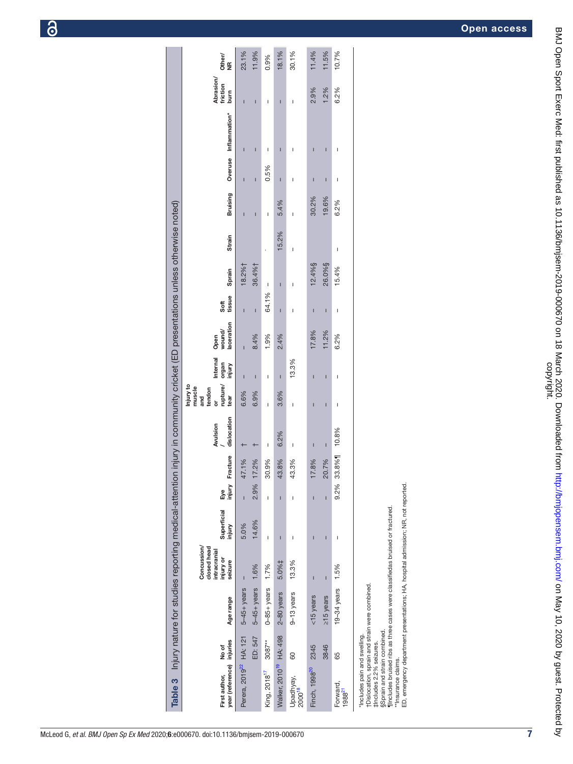**Table 3** Injury nature for studies reporting medical-attention injury in community cricket (ED presentations unless otherwise noted)

| First author, year (reference) | No of injuries | Age range | Concussion/ closed head intracranial injury or seizure | Superficial injury | Eye injury | Fracture | Avulsion / dislocation | Injury to muscle and tendon or rupture/ tear | Internal organ injury | Open wound/ laceration | Soft tissue | Sprain | Strain | Bruising | Overuse | Inflammation* | Abrasion/ friction burn | Other/ NR |
|---|---|---|---|---|---|---|---|---|---|---|---|---|---|---|---|---|---|---|
| Perera, 2019[22] | HA: 121 | 5–45+ years | – | 5.0% | – | 47.1% | † | 6.6% | – | – | – | 18.2%† | | – | – | – | – | 23.1% |
| | ED: 547 | 5–45+ years | 1.6% | 14.6% | 2.9% | 17.2% | † | 6.9% | – | 8.4% | – | 36.4%† | | – | – | – | – | 11.9% |
| King, 2018[17] | 3087** | 0–85+ years | 1.7% | – | – | 30.9% | – | – | – | 1.9% | 64.1% | – | . | – | 0.5% | – | – | 0.9% |
| Walker, 2010[19] | HA: 498 | 2–80 years | 5.0%‡ | – | – | 43.8% | 6.2% | 3.6% | – | 2.4% | – | – | 15.2% | 5.4% | – | – | – | 18.1% |
| Upadhyay, 2000[18] | 60 | 9–13 years | 13.3% | – | – | 43.3% | – | – | 13.3% | | – | – | – | – | – | – | – | 30.1% |
| Finch, 1998[20] | 2345 | <15 years | – | – | – | 17.8% | – | – | – | 17.8% | – | 12.4%§ | | 30.2% | – | – | 2.9% | 11.4% |
| | 3846 | ≥15 years | – | – | – | 20.7% | – | – | – | 11.2% | – | 26.0%§ | | 19.6% | – | – | 1.2% | 11.5% |
| Forward, 1988[21] | 65 | 19–34 years | 1.5% | – | 9.2% | 33.8%¶ | 10.8% | – | – | 6.2% | – | 15.4% | – | 6.2% | – | – | 6.2% | 10.7% |

*Includes pain and swelling.
†Dislocation, sprain and strain were combined.
‡Includes 2.2% seizures.
§Sprain and strain combined.
¶Includes bruised ribs as three cases were classifiedas bruised or fractured.
**Insurance claims.
ED, emergency department presentations; HA, hospital admission; NR, not reported.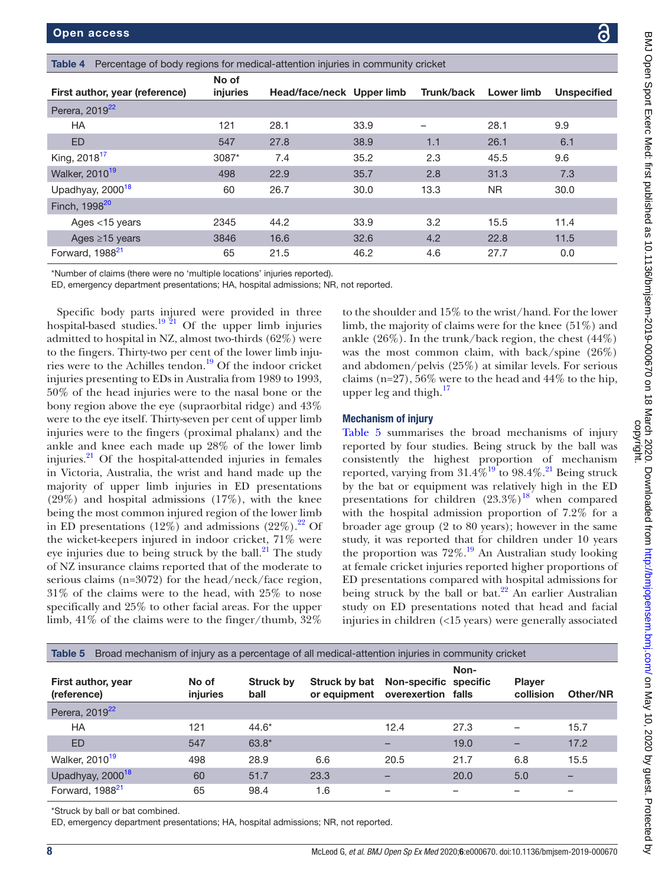**Table 4** Percentage of body regions for medical-attention injuries in community cricket

| First author, year (reference) | No of injuries | Head/face/neck | Upper limb | Trunk/back | Lower limb | Unspecified |
|---|---|---|---|---|---|---|
| Perera, 2019[22] | | | | | | |
| HA | 121 | 28.1 | 33.9 | – | 28.1 | 9.9 |
| ED | 547 | 27.8 | 38.9 | 1.1 | 26.1 | 6.1 |
| King, 2018[17] | 3087* | 7.4 | 35.2 | 2.3 | 45.5 | 9.6 |
| Walker, 2010[19] | 498 | 22.9 | 35.7 | 2.8 | 31.3 | 7.3 |
| Upadhyay, 2000[18] | 60 | 26.7 | 30.0 | 13.3 | NR | 30.0 |
| Finch, 1998[20] | | | | | | |
| Ages <15 years | 2345 | 44.2 | 33.9 | 3.2 | 15.5 | 11.4 |
| Ages ≥15 years | 3846 | 16.6 | 32.6 | 4.2 | 22.8 | 11.5 |
| Forward, 1988[21] | 65 | 21.5 | 46.2 | 4.6 | 27.7 | 0.0 |

*Number of claims (there were no 'multiple locations' injuries reported).

ED, emergency department presentations; HA, hospital admissions; NR, not reported.

Specific body parts injured were provided in three hospital-based studies.[19 21] Of the upper limb injuries admitted to hospital in NZ, almost two-thirds (62%) were to the fingers. Thirty-two per cent of the lower limb injuries were to the Achilles tendon.[19] Of the indoor cricket injuries presenting to EDs in Australia from 1989 to 1993, 50% of the head injuries were to the nasal bone or the bony region above the eye (supraorbital ridge) and 43% were to the eye itself. Thirty-seven per cent of upper limb injuries were to the fingers (proximal phalanx) and the ankle and knee each made up 28% of the lower limb injuries.[21] Of the hospital-attended injuries in females in Victoria, Australia, the wrist and hand made up the majority of upper limb injuries in ED presentations (29%) and hospital admissions (17%), with the knee being the most common injured region of the lower limb in ED presentations (12%) and admissions (22%).[22] Of the wicket-keepers injured in indoor cricket, 71% were eye injuries due to being struck by the ball.[21] The study of NZ insurance claims reported that of the moderate to serious claims (n=3072) for the head/neck/face region, 31% of the claims were to the head, with 25% to nose specifically and 25% to other facial areas. For the upper limb, 41% of the claims were to the finger/thumb, 32% to the shoulder and 15% to the wrist/hand. For the lower limb, the majority of claims were for the knee (51%) and ankle (26%). In the trunk/back region, the chest (44%) was the most common claim, with back/spine (26%) and abdomen/pelvis (25%) at similar levels. For serious claims (n=27), 56% were to the head and 44% to the hip, upper leg and thigh.[17]

### Mechanism of injury

Table 5 summarises the broad mechanisms of injury reported by four studies. Being struck by the ball was consistently the highest proportion of mechanism reported, varying from 31.4%[19] to 98.4%.[21] Being struck by the bat or equipment was relatively high in the ED presentations for children (23.3%)[18] when compared with the hospital admission proportion of 7.2% for a broader age group (2 to 80 years); however in the same study, it was reported that for children under 10 years the proportion was 72%.[19] An Australian study looking at female cricket injuries reported higher proportions of ED presentations compared with hospital admissions for being struck by the ball or bat.[22] An earlier Australian study on ED presentations noted that head and facial injuries in children (<15 years) were generally associated

**Table 5** Broad mechanism of injury as a percentage of all medical-attention injuries in community cricket

| First author, year (reference) | No of injuries | Struck by ball | Struck by bat or equipment | Non-specific overexertion | Non-specific falls | Player collision | Other/NR |
|---|---|---|---|---|---|---|---|
| Perera, 2019[22] | | | | | | | |
| HA | 121 | 44.6* | | 12.4 | 27.3 | – | 15.7 |
| ED | 547 | 63.8* | | – | 19.0 | – | 17.2 |
| Walker, 2010[19] | 498 | 28.9 | 6.6 | 20.5 | 21.7 | 6.8 | 15.5 |
| Upadhyay, 2000[18] | 60 | 51.7 | 23.3 | – | 20.0 | 5.0 | – |
| Forward, 1988[21] | 65 | 98.4 | 1.6 | – | – | – | – |

*Struck by ball or bat combined.

ED, emergency department presentations; HA, hospital admissions; NR, not reported.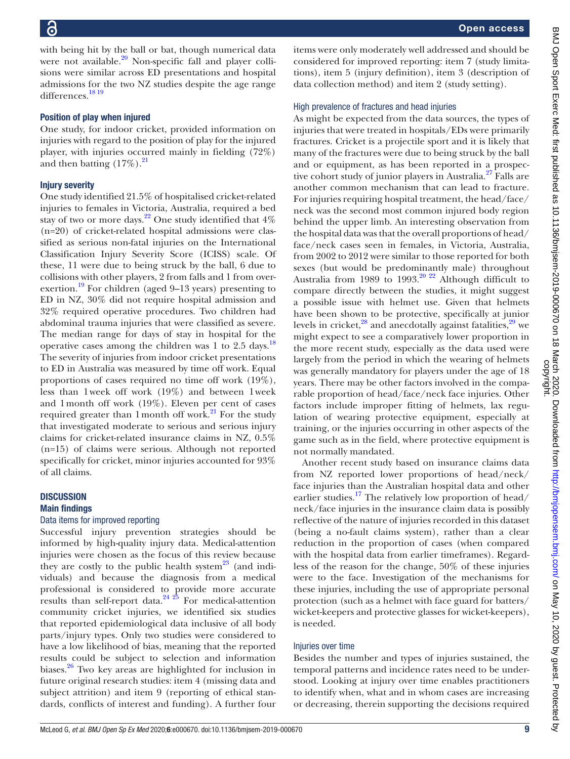with being hit by the ball or bat, though numerical data were not available.[20] Non-specific fall and player collisions were similar across ED presentations and hospital admissions for the two NZ studies despite the age range differences.[18,19]

### Position of play when injured

One study, for indoor cricket, provided information on injuries with regard to the position of play for the injured player, with injuries occurred mainly in fielding (72%) and then batting (17%).[21]

### Injury severity

One study identified 21.5% of hospitalised cricket-related injuries to females in Victoria, Australia, required a bed stay of two or more days.[22] One study identified that 4% (n=20) of cricket-related hospital admissions were classified as serious non-fatal injuries on the International Classification Injury Severity Score (ICISS) scale. Of these, 11 were due to being struck by the ball, 6 due to collisions with other players, 2 from falls and 1 from overexertion.[19] For children (aged 9–13 years) presenting to ED in NZ, 30% did not require hospital admission and 32% required operative procedures. Two children had abdominal trauma injuries that were classified as severe. The median range for days of stay in hospital for the operative cases among the children was 1 to 2.5 days.[18] The severity of injuries from indoor cricket presentations to ED in Australia was measured by time off work. Equal proportions of cases required no time off work (19%), less than 1 week off work (19%) and between 1 week and 1 month off work (19%). Eleven per cent of cases required greater than 1 month off work.[21] For the study that investigated moderate to serious and serious injury claims for cricket-related insurance claims in NZ, 0.5% (n=15) of claims were serious. Although not reported specifically for cricket, minor injuries accounted for 93% of all claims.

## DISCUSSION

### Main findings

#### Data items for improved reporting

Successful injury prevention strategies should be informed by high-quality injury data. Medical-attention injuries were chosen as the focus of this review because they are costly to the public health system[23] (and individuals) and because the diagnosis from a medical professional is considered to provide more accurate results than self-report data.[24,25] For medical-attention community cricket injuries, we identified six studies that reported epidemiological data inclusive of all body parts/injury types. Only two studies were considered to have a low likelihood of bias, meaning that the reported results could be subject to selection and information biases.[26] Two key areas are highlighted for inclusion in future original research studies: item 4 (missing data and subject attrition) and item 9 (reporting of ethical standards, conflicts of interest and funding). A further four items were only moderately well addressed and should be considered for improved reporting: item 7 (study limitations), item 5 (injury definition), item 3 (description of data collection method) and item 2 (study setting).

#### High prevalence of fractures and head injuries

As might be expected from the data sources, the types of injuries that were treated in hospitals/EDs were primarily fractures. Cricket is a projectile sport and it is likely that many of the fractures were due to being struck by the ball and or equipment, as has been reported in a prospective cohort study of junior players in Australia.[27] Falls are another common mechanism that can lead to fracture. For injuries requiring hospital treatment, the head/face/neck was the second most common injured body region behind the upper limb. An interesting observation from the hospital data was that the overall proportions of head/face/neck cases seen in females, in Victoria, Australia, from 2002 to 2012 were similar to those reported for both sexes (but would be predominantly male) throughout Australia from 1989 to 1993.[20,22] Although difficult to compare directly between the studies, it might suggest a possible issue with helmet use. Given that helmets have been shown to be protective, specifically at junior levels in cricket,[28] and anecdotally against fatalities,[29] we might expect to see a comparatively lower proportion in the more recent study, especially as the data used were largely from the period in which the wearing of helmets was generally mandatory for players under the age of 18 years. There may be other factors involved in the comparable proportion of head/face/neck face injuries. Other factors include improper fitting of helmets, lax regulation of wearing protective equipment, especially at training, or the injuries occurring in other aspects of the game such as in the field, where protective equipment is not normally mandated.

Another recent study based on insurance claims data from NZ reported lower proportions of head/neck/face injuries than the Australian hospital data and other earlier studies.[17] The relatively low proportion of head/neck/face injuries in the insurance claim data is possibly reflective of the nature of injuries recorded in this dataset (being a no-fault claims system), rather than a clear reduction in the proportion of cases (when compared with the hospital data from earlier timeframes). Regardless of the reason for the change, 50% of these injuries were to the face. Investigation of the mechanisms for these injuries, including the use of appropriate personal protection (such as a helmet with face guard for batters/wicket-keepers and protective glasses for wicket-keepers), is needed.

#### Injuries over time

Besides the number and types of injuries sustained, the temporal patterns and incidence rates need to be understood. Looking at injury over time enables practitioners to identify when, what and in whom cases are increasing or decreasing, therein supporting the decisions required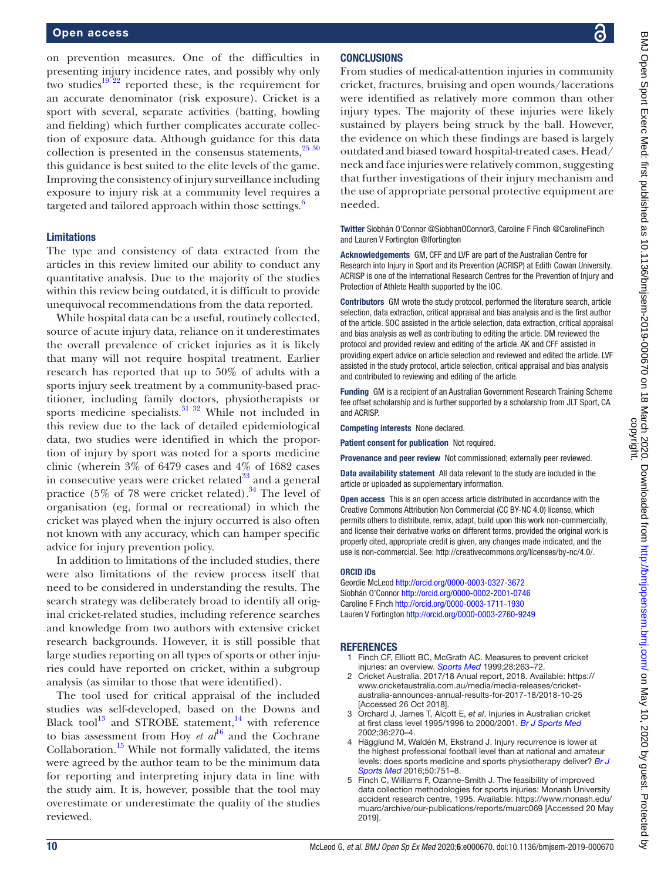on prevention measures. One of the difficulties in presenting injury incidence rates, and possibly why only two studies[19 22] reported these, is the requirement for an accurate denominator (risk exposure). Cricket is a sport with several, separate activities (batting, bowling and fielding) which further complicates accurate collection of exposure data. Although guidance for this data collection is presented in the consensus statements,[25 30] this guidance is best suited to the elite levels of the game. Improving the consistency of injury surveillance including exposure to injury risk at a community level requires a targeted and tailored approach within those settings.[6]

### Limitations

The type and consistency of data extracted from the articles in this review limited our ability to conduct any quantitative analysis. Due to the majority of the studies within this review being outdated, it is difficult to provide unequivocal recommendations from the data reported.

While hospital data can be a useful, routinely collected, source of acute injury data, reliance on it underestimates the overall prevalence of cricket injuries as it is likely that many will not require hospital treatment. Earlier research has reported that up to 50% of adults with a sports injury seek treatment by a community-based practitioner, including family doctors, physiotherapists or sports medicine specialists.[31 32] While not included in this review due to the lack of detailed epidemiological data, two studies were identified in which the proportion of injury by sport was noted for a sports medicine clinic (wherein 3% of 6479 cases and 4% of 1682 cases in consecutive years were cricket related[33] and a general practice (5% of 78 were cricket related).[34] The level of organisation (eg, formal or recreational) in which the cricket was played when the injury occurred is also often not known with any accuracy, which can hamper specific advice for injury prevention policy.

In addition to limitations of the included studies, there were also limitations of the review process itself that need to be considered in understanding the results. The search strategy was deliberately broad to identify all original cricket-related studies, including reference searches and knowledge from two authors with extensive cricket research backgrounds. However, it is still possible that large studies reporting on all types of sports or other injuries could have reported on cricket, within a subgroup analysis (as similar to those that were identified).

The tool used for critical appraisal of the included studies was self-developed, based on the Downs and Black tool[13] and STROBE statement,[14] with reference to bias assessment from Hoy *et al*[16] and the Cochrane Collaboration.[15] While not formally validated, the items were agreed by the author team to be the minimum data for reporting and interpreting injury data in line with the study aim. It is, however, possible that the tool may overestimate or underestimate the quality of the studies reviewed.

## CONCLUSIONS

From studies of medical-attention injuries in community cricket, fractures, bruising and open wounds/lacerations were identified as relatively more common than other injury types. The majority of these injuries were likely sustained by players being struck by the ball. However, the evidence on which these findings are based is largely outdated and biased toward hospital-treated cases. Head/neck and face injuries were relatively common, suggesting that further investigations of their injury mechanism and the use of appropriate personal protective equipment are needed.

**Twitter** Siobhán O'Connor @SiobhanOConnor3, Caroline F Finch @CarolineFinch and Lauren V Fortington @lfortington

**Acknowledgements** GM, CFF and LVF are part of the Australian Centre for Research into Injury in Sport and its Prevention (ACRISP) at Edith Cowan University. ACRISP is one of the International Research Centres for the Prevention of Injury and Protection of Athlete Health supported by the IOC.

**Contributors** GM wrote the study protocol, performed the literature search, article selection, data extraction, critical appraisal and bias analysis and is the first author of the article. SOC assisted in the article selection, data extraction, critical appraisal and bias analysis as well as contributing to editing the article. DM reviewed the protocol and provided review and editing of the article. AK and CFF assisted in providing expert advice on article selection and reviewed and edited the article. LVF assisted in the study protocol, article selection, critical appraisal and bias analysis and contributed to reviewing and editing of the article.

**Funding** GM is a recipient of an Australian Government Research Training Scheme fee offset scholarship and is further supported by a scholarship from JLT Sport, CA and ACRISP.

**Competing interests** None declared.

**Patient consent for publication** Not required.

**Provenance and peer review** Not commissioned; externally peer reviewed.

**Data availability statement** All data relevant to the study are included in the article or uploaded as supplementary information.

**Open access** This is an open access article distributed in accordance with the Creative Commons Attribution Non Commercial (CC BY-NC 4.0) license, which permits others to distribute, remix, adapt, build upon this work non-commercially, and license their derivative works on different terms, provided the original work is properly cited, appropriate credit is given, any changes made indicated, and the use is non-commercial. See: http://creativecommons.org/licenses/by-nc/4.0/.

### ORCID iDs

Geordie McLeod http://orcid.org/0000-0003-0327-3672
Siobhán O'Connor http://orcid.org/0000-0002-2001-0746
Caroline F Finch http://orcid.org/0000-0003-1711-1930
Lauren V Fortington http://orcid.org/0000-0003-2760-9249

## REFERENCES

1. Finch CF, Elliott BC, McGrath AC. Measures to prevent cricket injuries: an overview. *Sports Med* 1999;28:263–72.
2. Cricket Australia. 2017/18 Anual report, 2018. Available: https://www.cricketaustralia.com.au/media/media-releases/cricket-australia-announces-annual-results-for-2017-18/2018-10-25 [Accessed 26 Oct 2018].
3. Orchard J, James T, Alcott E, *et al*. Injuries in Australian cricket at first class level 1995/1996 to 2000/2001. *Br J Sports Med* 2002;36:270–4.
4. Hägglund M, Waldén M, Ekstrand J. Injury recurrence is lower at the highest professional football level than at national and amateur levels: does sports medicine and sports physiotherapy deliver? *Br J Sports Med* 2016;50:751–8.
5. Finch C, Williams F, Ozanne-Smith J. The feasibility of improved data collection methodologies for sports injuries: Monash University accident research centre, 1995. Available: https://www.monash.edu/muarc/archive/our-publications/reports/muarc069 [Accessed 20 May 2019].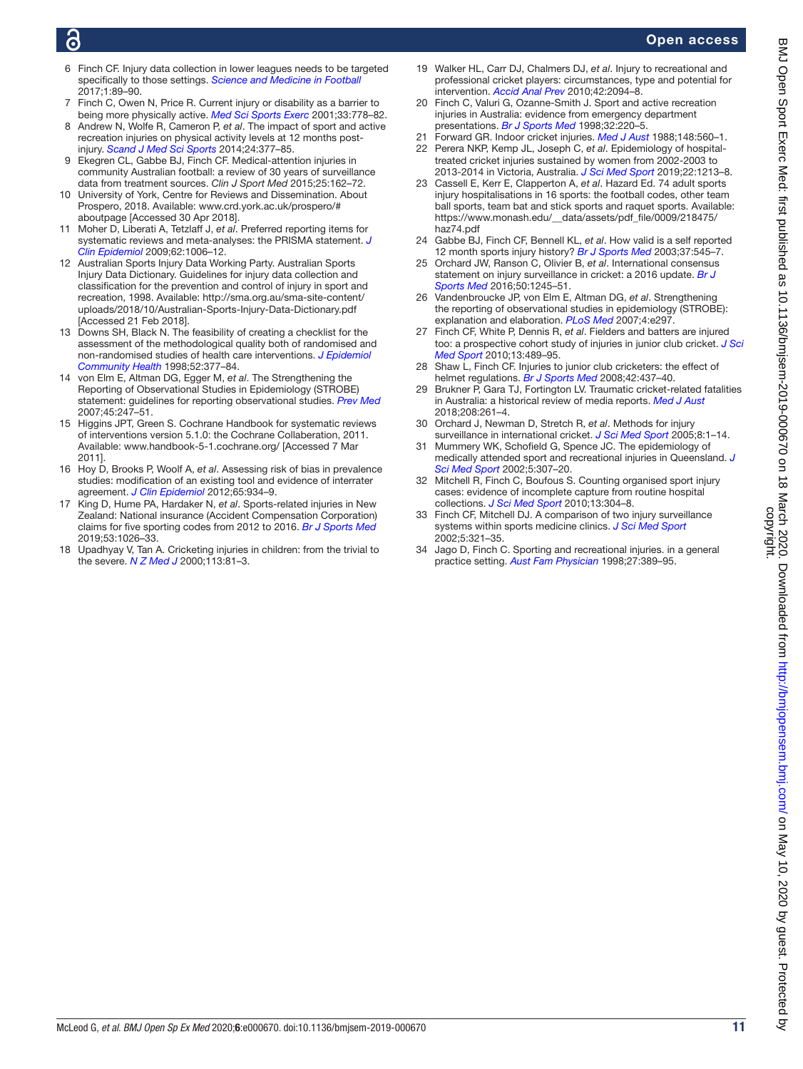6 Finch CF. Injury data collection in lower leagues needs to be targeted specifically to those settings. *Science and Medicine in Football* 2017;1:89–90.
7 Finch C, Owen N, Price R. Current injury or disability as a barrier to being more physically active. *Med Sci Sports Exerc* 2001;33:778–82.
8 Andrew N, Wolfe R, Cameron P, *et al*. The impact of sport and active recreation injuries on physical activity levels at 12 months post-injury. *Scand J Med Sci Sports* 2014;24:377–85.
9 Ekegren CL, Gabbe BJ, Finch CF. Medical-attention injuries in community Australian football: a review of 30 years of surveillance data from treatment sources. *Clin J Sport Med* 2015;25:162–72.
10 University of York, Centre for Reviews and Dissemination. About Prospero, 2018. Available: www.crd.york.ac.uk/prospero/#aboutpage [Accessed 30 Apr 2018].
11 Moher D, Liberati A, Tetzlaff J, *et al*. Preferred reporting items for systematic reviews and meta-analyses: the PRISMA statement. *J Clin Epidemiol* 2009;62:1006–12.
12 Australian Sports Injury Data Working Party. Australian Sports Injury Data Dictionary. Guidelines for injury data collection and classification for the prevention and control of injury in sport and recreation, 1998. Available: http://sma.org.au/sma-site-content/uploads/2018/10/Australian-Sports-Injury-Data-Dictionary.pdf [Accessed 21 Feb 2018].
13 Downs SH, Black N. The feasibility of creating a checklist for the assessment of the methodological quality both of randomised and non-randomised studies of health care interventions. *J Epidemiol Community Health* 1998;52:377–84.
14 von Elm E, Altman DG, Egger M, *et al*. The Strengthening the Reporting of Observational Studies in Epidemiology (STROBE) statement: guidelines for reporting observational studies. *Prev Med* 2007;45:247–51.
15 Higgins JPT, Green S. Cochrane Handbook for systematic reviews of interventions version 5.1.0: the Cochrane Collaberation, 2011. Available: www.handbook-5-1.cochrane.org/ [Accessed 7 Mar 2011].
16 Hoy D, Brooks P, Woolf A, *et al*. Assessing risk of bias in prevalence studies: modification of an existing tool and evidence of interrater agreement. *J Clin Epidemiol* 2012;65:934–9.
17 King D, Hume PA, Hardaker N, *et al*. Sports-related injuries in New Zealand: National insurance (Accident Compensation Corporation) claims for five sporting codes from 2012 to 2016. *Br J Sports Med* 2019;53:1026–33.
18 Upadhyay V, Tan A. Cricketing injuries in children: from the trivial to the severe. *N Z Med J* 2000;113:81–3.
19 Walker HL, Carr DJ, Chalmers DJ, *et al*. Injury to recreational and professional cricket players: circumstances, type and potential for intervention. *Accid Anal Prev* 2010;42:2094–8.
20 Finch C, Valuri G, Ozanne-Smith J. Sport and active recreation injuries in Australia: evidence from emergency department presentations. *Br J Sports Med* 1998;32:220–5.
21 Forward GR. Indoor cricket injuries. *Med J Aust* 1988;148:560–1.
22 Perera NKP, Kemp JL, Joseph C, *et al*. Epidemiology of hospital-treated cricket injuries sustained by women from 2002-2003 to 2013-2014 in Victoria, Australia. *J Sci Med Sport* 2019;22:1213–8.
23 Cassell E, Kerr E, Clapperton A, *et al*. Hazard Ed. 74 adult sports injury hospitalisations in 16 sports: the football codes, other team ball sports, team bat and stick sports and raquet sports. Available: https://www.monash.edu/__data/assets/pdf_file/0009/218475/haz74.pdf
24 Gabbe BJ, Finch CF, Bennell KL, *et al*. How valid is a self reported 12 month sports injury history? *Br J Sports Med* 2003;37:545–7.
25 Orchard JW, Ranson C, Olivier B, *et al*. International consensus statement on injury surveillance in cricket: a 2016 update. *Br J Sports Med* 2016;50:1245–51.
26 Vandenbroucke JP, von Elm E, Altman DG, *et al*. Strengthening the reporting of observational studies in epidemiology (STROBE): explanation and elaboration. *PLoS Med* 2007;4:e297.
27 Finch CF, White P, Dennis R, *et al*. Fielders and batters are injured too: a prospective cohort study of injuries in junior club cricket. *J Sci Med Sport* 2010;13:489–95.
28 Shaw L, Finch CF. Injuries to junior club cricketers: the effect of helmet regulations. *Br J Sports Med* 2008;42:437–40.
29 Brukner P, Gara TJ, Fortington LV. Traumatic cricket-related fatalities in Australia: a historical review of media reports. *Med J Aust* 2018;208:261–4.
30 Orchard J, Newman D, Stretch R, *et al*. Methods for injury surveillance in international cricket. *J Sci Med Sport* 2005;8:1–14.
31 Mummery WK, Schofield G, Spence JC. The epidemiology of medically attended sport and recreational injuries in Queensland. *J Sci Med Sport* 2002;5:307–20.
32 Mitchell R, Finch C, Boufous S. Counting organised sport injury cases: evidence of incomplete capture from routine hospital collections. *J Sci Med Sport* 2010;13:304–8.
33 Finch CF, Mitchell DJ. A comparison of two injury surveillance systems within sports medicine clinics. *J Sci Med Sport* 2002;5:321–35.
34 Jago D, Finch C. Sporting and recreational injuries. in a general practice setting. *Aust Fam Physician* 1998;27:389–95.